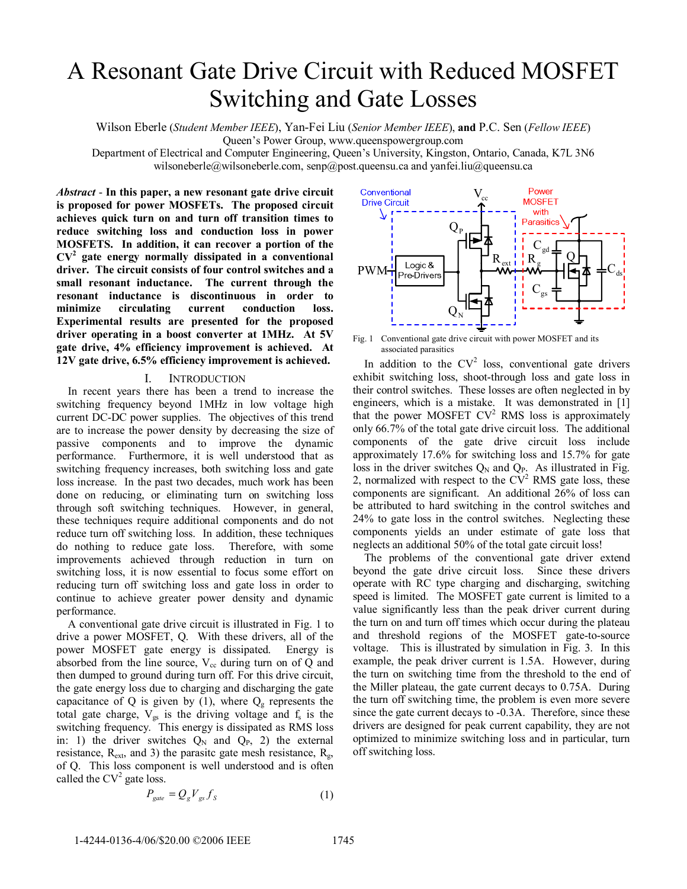# A Resonant Gate Drive Circuit with Reduced MOSFET Switching and Gate Losses

Wilson Eberle (*Student Member IEEE*), Yan-Fei Liu (*Senior Member IEEE*), **and** P.C. Sen (*Fellow IEEE*)
Queen's Power Group, www.queenspowergroup.com
Department of Electrical and Computer Engineering, Queen's University, Kingston, Ontario, Canada, K7L 3N6
wilsoneberle@wilsoneberle.com, senp@post.queensu.ca and yanfei.liu@queensu.ca

***Abstract*** **- In this paper, a new resonant gate drive circuit is proposed for power MOSFETs. The proposed circuit achieves quick turn on and turn off transition times to reduce switching loss and conduction loss in power MOSFETS. In addition, it can recover a portion of the $CV^2$ gate energy normally dissipated in a conventional driver. The circuit consists of four control switches and a small resonant inductance. The current through the resonant inductance is discontinuous in order to minimize circulating current conduction loss. Experimental results are presented for the proposed driver operating in a boost converter at 1MHz. At 5V gate drive, 4% efficiency improvement is achieved. At 12V gate drive, 6.5% efficiency improvement is achieved.**

## I. Introduction

In recent years there has been a trend to increase the switching frequency beyond 1MHz in low voltage high current DC-DC power supplies. The objectives of this trend are to increase the power density by decreasing the size of passive components and to improve the dynamic performance. Furthermore, it is well understood that as switching frequency increases, both switching loss and gate loss increase. In the past two decades, much work has been done on reducing, or eliminating turn on switching loss through soft switching techniques. However, in general, these techniques require additional components and do not reduce turn off switching loss. In addition, these techniques do nothing to reduce gate loss. Therefore, with some improvements achieved through reduction in turn on switching loss, it is now essential to focus some effort on reducing turn off switching loss and gate loss in order to continue to achieve greater power density and dynamic performance.

A conventional gate drive circuit is illustrated in Fig. 1 to drive a power MOSFET, Q. With these drivers, all of the power MOSFET gate energy is dissipated. Energy is absorbed from the line source, $V_{cc}$ during turn on of Q and then dumped to ground during turn off. For this drive circuit, the gate energy loss due to charging and discharging the gate capacitance of Q is given by (1), where $Q_g$ represents the total gate charge, $V_{gs}$ is the driving voltage and $f_s$ is the switching frequency. This energy is dissipated as RMS loss in: 1) the driver switches $Q_N$ and $Q_P$, 2) the external resistance, $R_{ext}$, and 3) the parasitc gate mesh resistance, $R_g$, of Q. This loss component is well understood and is often called the $CV^2$ gate loss.

$$P_{gate} = Q_g V_{gs} f_S \tag{1}$$

Fig. 1 Conventional gate drive circuit with power MOSFET and its associated parasitics

In addition to the $CV^2$ loss, conventional gate drivers exhibit switching loss, shoot-through loss and gate loss in their control switches. These losses are often neglected in by engineers, which is a mistake. It was demonstrated in [1] that the power MOSFET $CV^2$ RMS loss is approximately only 66.7% of the total gate drive circuit loss. The additional components of the gate drive circuit loss include approximately 17.6% for switching loss and 15.7% for gate loss in the driver switches $Q_N$ and $Q_P$. As illustrated in Fig. 2, normalized with respect to the $CV^2$ RMS gate loss, these components are significant. An additional 26% of loss can be attributed to hard switching in the control switches and 24% to gate loss in the control switches. Neglecting these components yields an under estimate of gate loss that neglects an additional 50% of the total gate circuit loss!

The problems of the conventional gate driver extend beyond the gate drive circuit loss. Since these drivers operate with RC type charging and discharging, switching speed is limited. The MOSFET gate current is limited to a value significantly less than the peak driver current during the turn on and turn off times which occur during the plateau and threshold regions of the MOSFET gate-to-source voltage. This is illustrated by simulation in Fig. 3. In this example, the peak driver current is 1.5A. However, during the turn on switching time from the threshold to the end of the Miller plateau, the gate current decays to 0.75A. During the turn off switching time, the problem is even more severe since the gate current decays to -0.3A. Therefore, since these drivers are designed for peak current capability, they are not optimized to minimize switching loss and in particular, turn off switching loss.

1-4244-0136-4/06/$20.00 ©2006 IEEE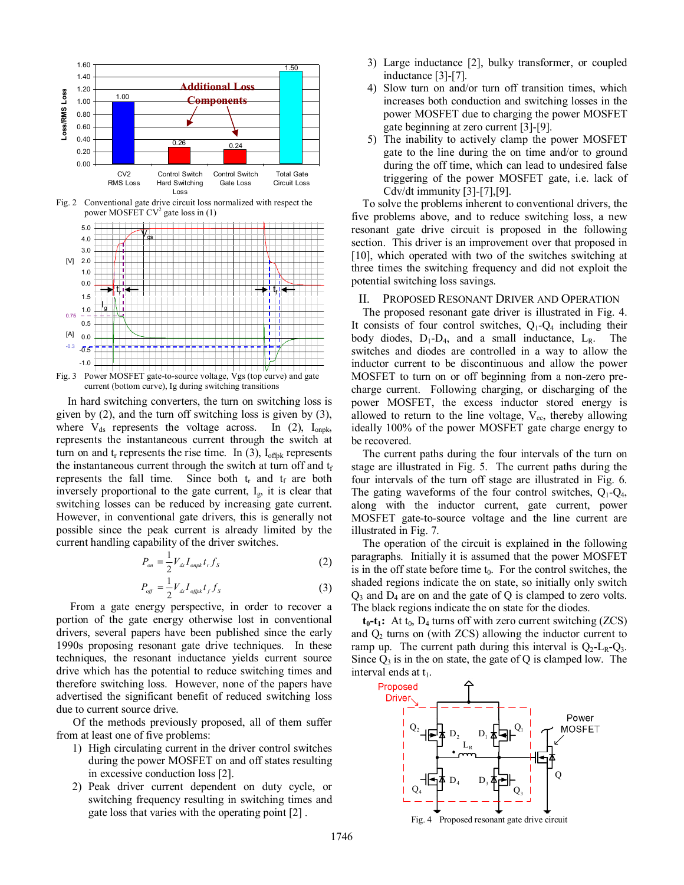Fig. 2 Conventional gate drive circuit loss normalized with respect the power MOSFET $CV^2$ gate loss in (1)

Fig. 3 Power MOSFET gate-to-source voltage, Vgs (top curve) and gate current (bottom curve), Ig during switching transitions

In hard switching converters, the turn on switching loss is given by (2), and the turn off switching loss is given by (3), where $V_{ds}$ represents the voltage across. In (2), $I_{onpk}$, represents the instantaneous current through the switch at turn on and $t_r$ represents the rise time. In (3), $I_{offpk}$ represents the instantaneous current through the switch at turn off and $t_f$ represents the fall time. Since both $t_r$ and $t_f$ are both inversely proportional to the gate current, $I_g$, it is clear that switching losses can be reduced by increasing gate current. However, in conventional gate drivers, this is generally not possible since the peak current is already limited by the current handling capability of the driver switches.

$$P_{on} = \frac{1}{2} V_{ds} I_{onpk} t_r f_S \tag{2}$$

$$P_{off} = \frac{1}{2} V_{ds} I_{offpk} t_f f_S \tag{3}$$

From a gate energy perspective, in order to recover a portion of the gate energy otherwise lost in conventional drivers, several papers have been published since the early 1990s proposing resonant gate drive techniques. In these techniques, the resonant inductance yields current source drive which has the potential to reduce switching times and therefore switching loss. However, none of the papers have advertised the significant benefit of reduced switching loss due to current source drive.

Of the methods previously proposed, all of them suffer from at least one of five problems:

1) High circulating current in the driver control switches during the power MOSFET on and off states resulting in excessive conduction loss [2].
2) Peak driver current dependent on duty cycle, or switching frequency resulting in switching times and gate loss that varies with the operating point [2] .
3) Large inductance [2], bulky transformer, or coupled inductance [3]-[7].
4) Slow turn on and/or turn off transition times, which increases both conduction and switching losses in the power MOSFET due to charging the power MOSFET gate beginning at zero current [3]-[9].
5) The inability to actively clamp the power MOSFET gate to the line during the on time and/or to ground during the off time, which can lead to undesired false triggering of the power MOSFET gate, i.e. lack of Cdv/dt immunity [3]-[7],[9].

To solve the problems inherent to conventional drivers, the five problems above, and to reduce switching loss, a new resonant gate drive circuit is proposed in the following section. This driver is an improvement over that proposed in [10], which operated with two of the switches switching at three times the switching frequency and did not exploit the potential switching loss savings.

## II. Proposed Resonant Driver and Operation

The proposed resonant gate driver is illustrated in Fig. 4. It consists of four control switches, $Q_1$-$Q_4$ including their body diodes, $D_1$-$D_4$, and a small inductance, $L_R$. The switches and diodes are controlled in a way to allow the inductor current to be discontinuous and allow the power MOSFET to turn on or off beginning from a non-zero pre-charge current. Following charging, or discharging of the power MOSFET, the excess inductor stored energy is allowed to return to the line voltage, $V_{cc}$, thereby allowing ideally 100% of the power MOSFET gate charge energy to be recovered.

The current paths during the four intervals of the turn on stage are illustrated in Fig. 5. The current paths during the four intervals of the turn off stage are illustrated in Fig. 6. The gating waveforms of the four control switches, $Q_1$-$Q_4$, along with the inductor current, gate current, power MOSFET gate-to-source voltage and the line current are illustrated in Fig. 7.

The operation of the circuit is explained in the following paragraphs. Initially it is assumed that the power MOSFET is in the off state before time $t_0$. For the control switches, the shaded regions indicate the on state, so initially only switch $Q_3$ and $D_4$ are on and the gate of Q is clamped to zero volts. The black regions indicate the on state for the diodes.

**$t_0$-$t_1$:** At $t_0$, $D_4$ turns off with zero current switching (ZCS) and $Q_2$ turns on (with ZCS) allowing the inductor current to ramp up. The current path during this interval is $Q_2$-$L_R$-$Q_3$. Since $Q_3$ is in the on state, the gate of Q is clamped low. The interval ends at $t_1$.

Fig. 4 Proposed resonant gate drive circuit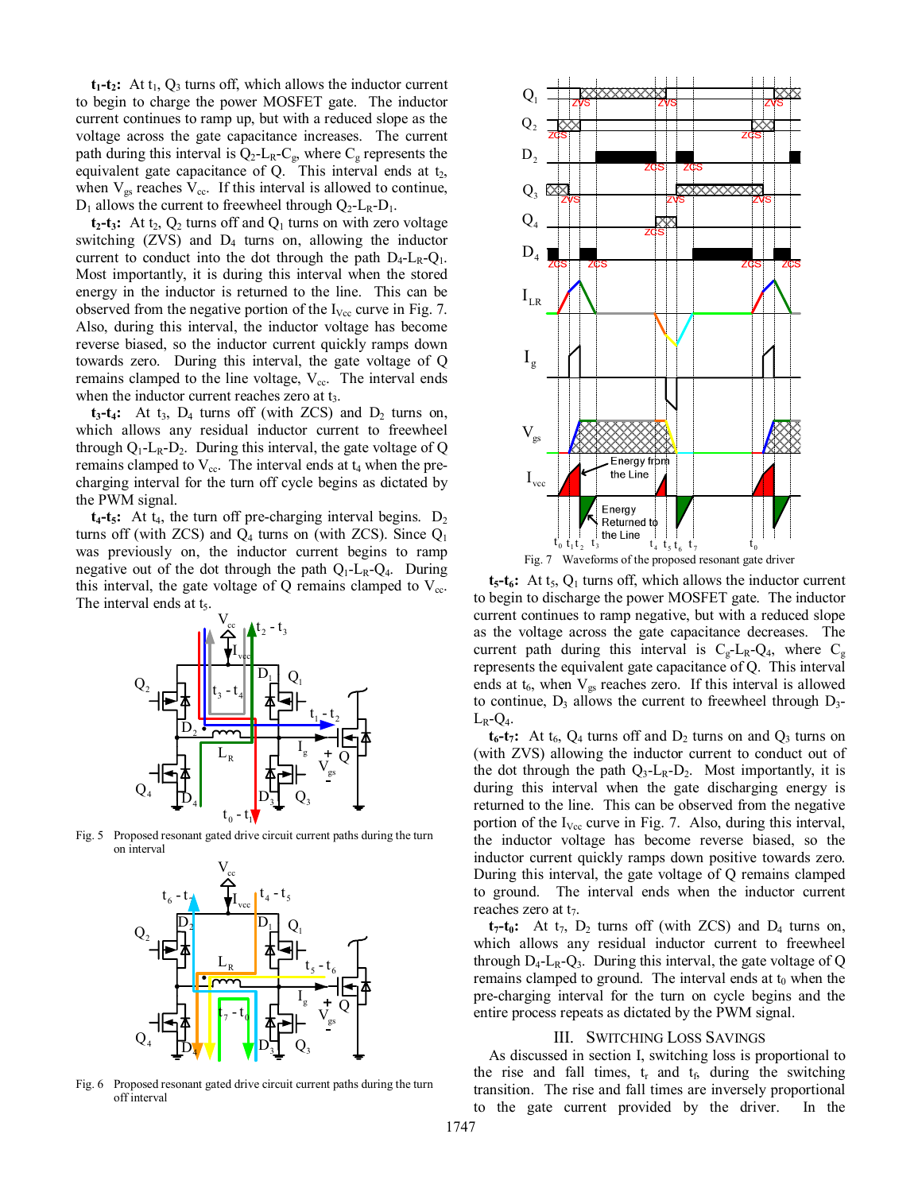**$t_1$-$t_2$:** At $t_1$, $Q_3$ turns off, which allows the inductor current to begin to charge the power MOSFET gate. The inductor current continues to ramp up, but with a reduced slope as the voltage across the gate capacitance increases. The current path during this interval is $Q_2$-$L_R$-$C_g$, where $C_g$ represents the equivalent gate capacitance of Q. This interval ends at $t_2$, when $V_{gs}$ reaches $V_{cc}$. If this interval is allowed to continue, $D_1$ allows the current to freewheel through $Q_2$-$L_R$-$D_1$.

**$t_2$-$t_3$:** At $t_2$, $Q_2$ turns off and $Q_1$ turns on with zero voltage switching (ZVS) and $D_4$ turns on, allowing the inductor current to conduct into the dot through the path $D_4$-$L_R$-$Q_1$. Most importantly, it is during this interval when the stored energy in the inductor is returned to the line. This can be observed from the negative portion of the $I_{Vcc}$ curve in Fig. 7. Also, during this interval, the inductor voltage has become reverse biased, so the inductor current quickly ramps down towards zero. During this interval, the gate voltage of Q remains clamped to the line voltage, $V_{cc}$. The interval ends when the inductor current reaches zero at $t_3$.

**$t_3$-$t_4$:** At $t_3$, $D_4$ turns off (with ZCS) and $D_2$ turns on, which allows any residual inductor current to freewheel through $Q_1$-$L_R$-$D_2$. During this interval, the gate voltage of Q remains clamped to $V_{cc}$. The interval ends at $t_4$ when the pre-charging interval for the turn off cycle begins as dictated by the PWM signal.

**$t_4$-$t_5$:** At $t_4$, the turn off pre-charging interval begins. $D_2$ turns off (with ZCS) and $Q_4$ turns on (with ZCS). Since $Q_1$ was previously on, the inductor current begins to ramp negative out of the dot through the path $Q_1$-$L_R$-$Q_4$. During this interval, the gate voltage of Q remains clamped to $V_{cc}$. The interval ends at $t_5$.

Fig. 5 Proposed resonant gated drive circuit current paths during the turn on interval

Fig. 6 Proposed resonant gated drive circuit current paths during the turn off interval

Fig. 7 Waveforms of the proposed resonant gate driver

**$t_5$-$t_6$:** At $t_5$, $Q_1$ turns off, which allows the inductor current to begin to discharge the power MOSFET gate. The inductor current continues to ramp negative, but with a reduced slope as the voltage across the gate capacitance decreases. The current path during this interval is $C_g$-$L_R$-$Q_4$, where $C_g$ represents the equivalent gate capacitance of Q. This interval ends at $t_6$, when $V_{gs}$ reaches zero. If this interval is allowed to continue, $D_3$ allows the current to freewheel through $D_3$-$L_R$-$Q_4$.

**$t_6$-$t_7$:** At $t_6$, $Q_4$ turns off and $D_2$ turns on and $Q_3$ turns on (with ZVS) allowing the inductor current to conduct out of the dot through the path $Q_3$-$L_R$-$D_2$. Most importantly, it is during this interval when the gate discharging energy is returned to the line. This can be observed from the negative portion of the $I_{Vcc}$ curve in Fig. 7. Also, during this interval, the inductor voltage has become reverse biased, so the inductor current quickly ramps down positive towards zero. During this interval, the gate voltage of Q remains clamped to ground. The interval ends when the inductor current reaches zero at $t_7$.

**$t_7$-$t_0$:** At $t_7$, $D_2$ turns off (with ZCS) and $D_4$ turns on, which allows any residual inductor current to freewheel through $D_4$-$L_R$-$Q_3$. During this interval, the gate voltage of Q remains clamped to ground. The interval ends at $t_0$ when the pre-charging interval for the turn on cycle begins and the entire process repeats as dictated by the PWM signal.

## III. Switching Loss Savings

As discussed in section I, switching loss is proportional to the rise and fall times, $t_r$ and $t_f$, during the switching transition. The rise and fall times are inversely proportional to the gate current provided by the driver. In the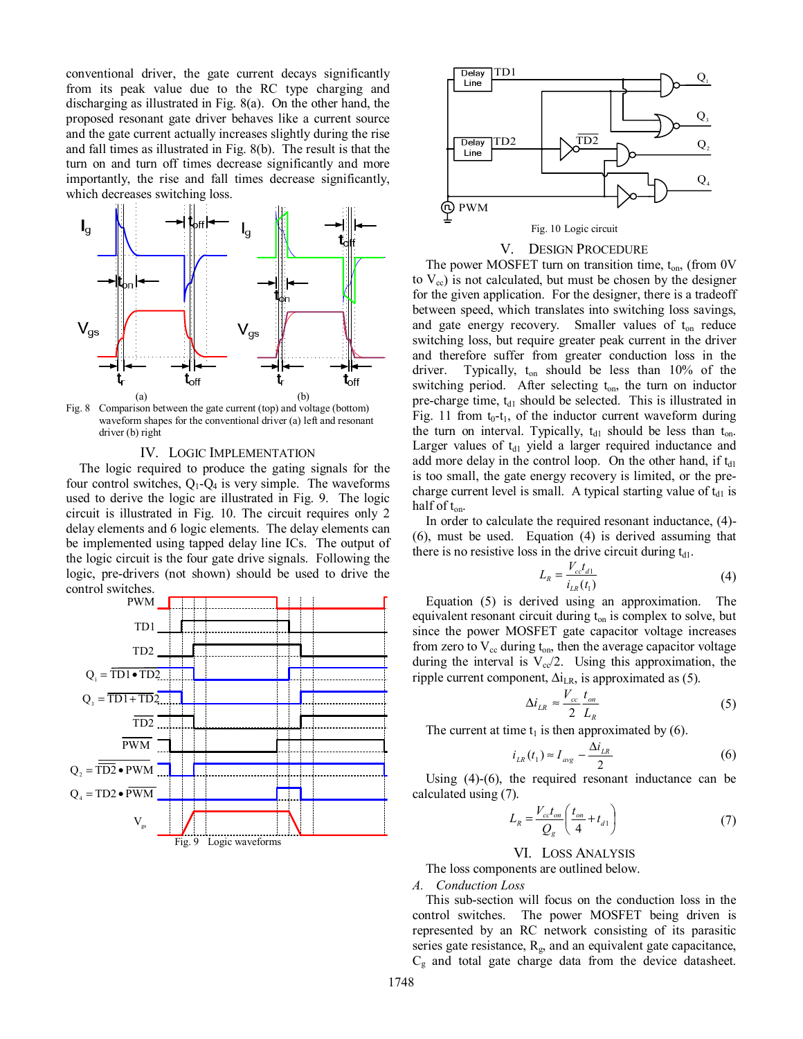conventional driver, the gate current decays significantly from its peak value due to the RC type charging and discharging as illustrated in Fig. 8(a). On the other hand, the proposed resonant gate driver behaves like a current source and the gate current actually increases slightly during the rise and fall times as illustrated in Fig. 8(b). The result is that the turn on and turn off times decrease significantly and more importantly, the rise and fall times decrease significantly, which decreases switching loss.

Fig. 8 Comparison between the gate current (top) and voltage (bottom) waveform shapes for the conventional driver (a) left and resonant driver (b) right

## IV. Logic Implementation

The logic required to produce the gating signals for the four control switches, $Q_1$-$Q_4$ is very simple. The waveforms used to derive the logic are illustrated in Fig. 9. The logic circuit is illustrated in Fig. 10. The circuit requires only 2 delay elements and 6 logic elements. The delay elements can be implemented using tapped delay line ICs. The output of the logic circuit is the four gate drive signals. Following the logic, pre-drivers (not shown) should be used to drive the control switches.

Fig. 9 Logic waveforms

Fig. 10 Logic circuit

## V. Design Procedure

The power MOSFET turn on transition time, $t_{on}$, (from 0V to $V_{cc}$) is not calculated, but must be chosen by the designer for the given application. For the designer, there is a tradeoff between speed, which translates into switching loss savings, and gate energy recovery. Smaller values of $t_{on}$ reduce switching loss, but require greater peak current in the driver and therefore suffer from greater conduction loss in the driver. Typically, $t_{on}$ should be less than 10% of the switching period. After selecting $t_{on}$, the turn on inductor pre-charge time, $t_{d1}$ should be selected. This is illustrated in Fig. 11 from $t_0$-$t_1$, of the inductor current waveform during the turn on interval. Typically, $t_{d1}$ should be less than $t_{on}$. Larger values of $t_{d1}$ yield a larger required inductance and add more delay in the control loop. On the other hand, if $t_{d1}$ is too small, the gate energy recovery is limited, or the pre-charge current level is small. A typical starting value of $t_{d1}$ is half of $t_{on}$.

In order to calculate the required resonant inductance, (4)-(6), must be used. Equation (4) is derived assuming that there is no resistive loss in the drive circuit during $t_{d1}$.

$$L_R = \frac{V_{cc} t_{d1}}{i_{LR}(t_1)} \tag{4}$$

Equation (5) is derived using an approximation. The equivalent resonant circuit during $t_{on}$ is complex to solve, but since the power MOSFET gate capacitor voltage increases from zero to $V_{cc}$ during $t_{on}$, then the average capacitor voltage during the interval is $V_{cc}/2$. Using this approximation, the ripple current component, $\Delta i_{LR}$, is approximated as (5).

$$\Delta i_{LR} \approx \frac{V_{cc}}{2} \frac{t_{on}}{L_R} \tag{5}$$

The current at time $t_1$ is then approximated by (6).

$$i_{LR}(t_1) \approx I_{avg} - \frac{\Delta i_{LR}}{2} \tag{6}$$

Using (4)-(6), the required resonant inductance can be calculated using (7).

$$L_R = \frac{V_{cc} t_{on}}{Q_g} \left( \frac{t_{on}}{4} + t_{d1} \right) \tag{7}$$

## VI. Loss Analysis

The loss components are outlined below.

### A. Conduction Loss

This sub-section will focus on the conduction loss in the control switches. The power MOSFET being driven is represented by an RC network consisting of its parasitic series gate resistance, $R_g$, and an equivalent gate capacitance, $C_g$ and total gate charge data from the device datasheet.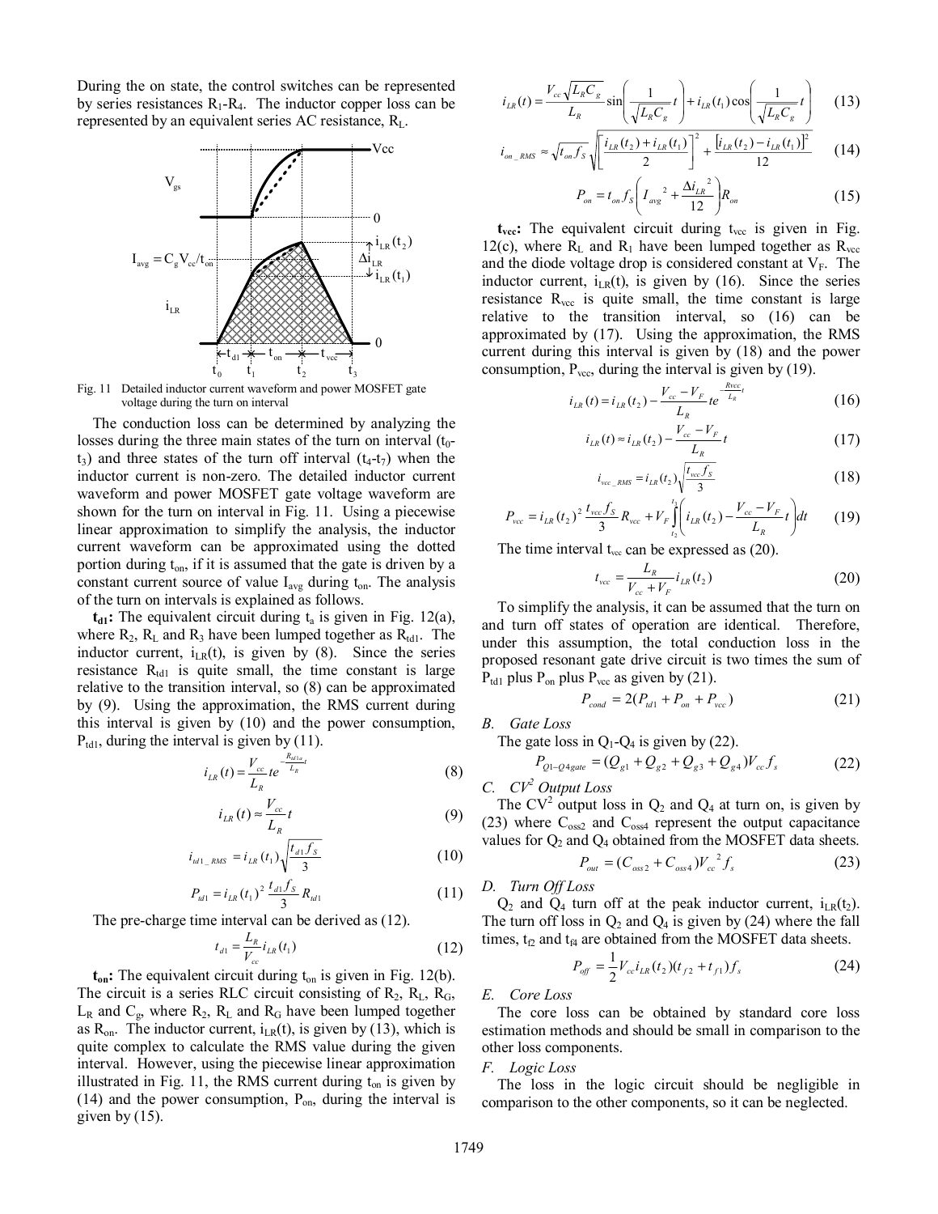During the on state, the control switches can be represented by series resistances $R_1$-$R_4$. The inductor copper loss can be represented by an equivalent series AC resistance, $R_L$.

Fig. 11 Detailed inductor current waveform and power MOSFET gate voltage during the turn on interval

The conduction loss can be determined by analyzing the losses during the three main states of the turn on interval ($t_0$-$t_3$) and three states of the turn off interval ($t_4$-$t_7$) when the inductor current is non-zero. The detailed inductor current waveform and power MOSFET gate voltage waveform are shown for the turn on interval in Fig. 11. Using a piecewise linear approximation to simplify the analysis, the inductor current waveform can be approximated using the dotted portion during $t_{on}$, if it is assumed that the gate is driven by a constant current source of value $I_{avg}$ during $t_{on}$. The analysis of the turn on intervals is explained as follows.

**$t_{d1}$:** The equivalent circuit during $t_a$ is given in Fig. 12(a), where $R_2$, $R_L$ and $R_3$ have been lumped together as $R_{td1}$. The inductor current, $i_{LR}(t)$, is given by (8). Since the series resistance $R_{td1}$ is quite small, the time constant is large relative to the transition interval, so (8) can be approximated by (9). Using the approximation, the RMS current during this interval is given by (10) and the power consumption, $P_{td1}$, during the interval is given by (11).

$$i_{LR}(t) = \frac{V_{cc}}{L_R} t e^{-\frac{R_{td1a}}{L_R}t} \tag{8}$$

$$i_{LR}(t) \approx \frac{V_{cc}}{L_R} t \tag{9}$$

$$i_{td1\_RMS} = i_{LR}(t_1)\sqrt{\frac{t_{d1} f_S}{3}} \tag{10}$$

$$P_{td1} = i_{LR}(t_1)^2 \frac{t_{d1} f_S}{3} R_{td1} \tag{11}$$

The pre-charge time interval can be derived as (12).

$$t_{d1} = \frac{L_R}{V_{cc}} i_{LR}(t_1) \tag{12}$$

**$t_{on}$:** The equivalent circuit during $t_{on}$ is given in Fig. 12(b). The circuit is a series RLC circuit consisting of $R_2$, $R_L$, $R_G$, $L_R$ and $C_g$, where $R_2$, $R_L$ and $R_G$ have been lumped together as $R_{on}$. The inductor current, $i_{LR}(t)$, is given by (13), which is quite complex to calculate the RMS value during the given interval. However, using the piecewise linear approximation illustrated in Fig. 11, the RMS current during $t_{on}$ is given by (14) and the power consumption, $P_{on}$, during the interval is given by (15).

$$i_{LR}(t) = \frac{V_{cc}\sqrt{L_R C_g}}{L_R}\sin\left(\frac{1}{\sqrt{L_R C_g}}t\right) + i_{LR}(t_1)\cos\left(\frac{1}{\sqrt{L_R C_g}}t\right) \tag{13}$$

$$i_{on\_RMS} \approx \sqrt{t_{on} f_S}\sqrt{\left[\frac{i_{LR}(t_2)+i_{LR}(t_1)}{2}\right]^2 + \frac{\left[i_{LR}(t_2)-i_{LR}(t_1)\right]^2}{12}} \tag{14}$$

$$P_{on} = t_{on} f_S \left(I_{avg}{}^2 + \frac{\Delta i_{LR}{}^2}{12}\right) R_{on} \tag{15}$$

**$t_{vcc}$:** The equivalent circuit during $t_{vcc}$ is given in Fig. 12(c), where $R_L$ and $R_1$ have been lumped together as $R_{vcc}$ and the diode voltage drop is considered constant at $V_F$. The inductor current, $i_{LR}(t)$, is given by (16). Since the series resistance $R_{vcc}$ is quite small, the time constant is large relative to the transition interval, so (16) can be approximated by (17). Using the approximation, the RMS current during this interval is given by (18) and the power consumption, $P_{vcc}$, during the interval is given by (19).

$$i_{LR}(t) = i_{LR}(t_2) - \frac{V_{cc}-V_F}{L_R} t e^{-\frac{R_{vcc}}{L_R}t} \tag{16}$$

$$i_{LR}(t) \approx i_{LR}(t_2) - \frac{V_{cc}-V_F}{L_R} t \tag{17}$$

$$i_{vcc\_RMS} = i_{LR}(t_2)\sqrt{\frac{t_{vcc} f_S}{3}} \tag{18}$$

$$P_{vcc} = i_{LR}(t_2)^2 \frac{t_{vcc} f_S}{3} R_{vcc} + V_F \int_{t_2}^{t_3}\left(i_{LR}(t_2) - \frac{V_{cc}-V_F}{L_R}t\right)dt \tag{19}$$

The time interval $t_{vcc}$ can be expressed as (20).

$$t_{vcc} = \frac{L_R}{V_{cc}+V_F} i_{LR}(t_2) \tag{20}$$

To simplify the analysis, it can be assumed that the turn on and turn off states of operation are identical. Therefore, under this assumption, the total conduction loss in the proposed resonant gate drive circuit is two times the sum of $P_{td1}$ plus $P_{on}$ plus $P_{vcc}$ as given by (21).

$$P_{cond} = 2(P_{td1} + P_{on} + P_{vcc}) \tag{21}$$

### B. Gate Loss

The gate loss in $Q_1$-$Q_4$ is given by (22).

$$P_{Q1-Q4gate} = (Q_{g1} + Q_{g2} + Q_{g3} + Q_{g4})V_{cc} f_s \tag{22}$$

### C. $CV^2$ Output Loss

The $CV^2$ output loss in $Q_2$ and $Q_4$ at turn on, is given by (23) where $C_{oss2}$ and $C_{oss4}$ represent the output capacitance values for $Q_2$ and $Q_4$ obtained from the MOSFET data sheets.

$$P_{out} = (C_{oss2} + C_{oss4})V_{cc}{}^2 f_s \tag{23}$$

### D. Turn Off Loss

$Q_2$ and $Q_4$ turn off at the peak inductor current, $i_{LR}(t_2)$. The turn off loss in $Q_2$ and $Q_4$ is given by (24) where the fall times, $t_{f2}$ and $t_{f4}$ are obtained from the MOSFET data sheets.

$$P_{off} = \frac{1}{2} V_{cc} i_{LR}(t_2)(t_{f2} + t_{f1}) f_s \tag{24}$$

### E. Core Loss

The core loss can be obtained by standard core loss estimation methods and should be small in comparison to the other loss components.

### F. Logic Loss

The loss in the logic circuit should be negligible in comparison to the other components, so it can be neglected.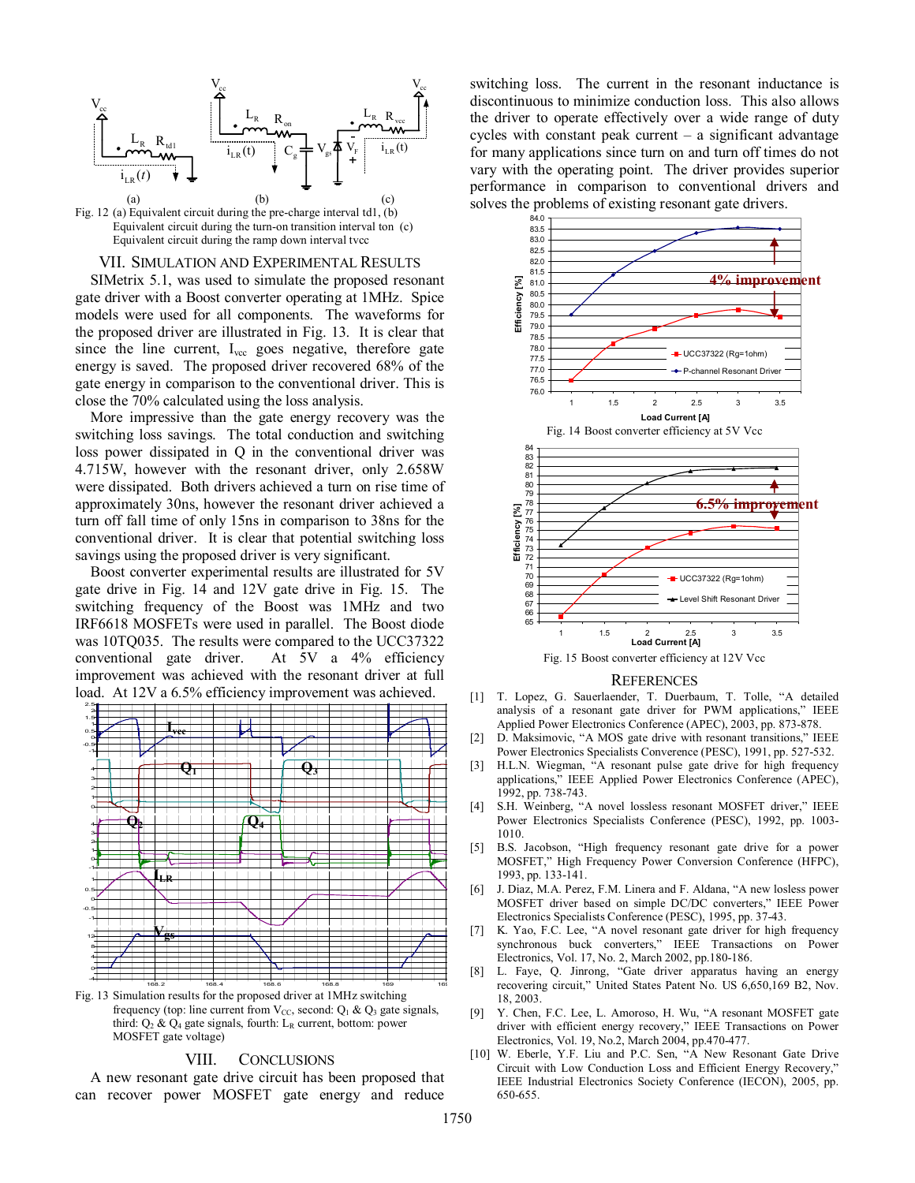Vcc

$L_R$ $R_{td1}$

$i_{LR}(t)$

(a)

Vcc

$L_R$ $R_{on}$

$i_{LR}(t)$

$C_g$ $V_{gs}$

(b)

Vcc

$L_R$ $R_{vcc}$

$V_F$

$i_{LR}(t)$

(c)

Fig. 12 (a) Equivalent circuit during the pre-charge interval td1, (b) Equivalent circuit during the turn-on transition interval ton (c) Equivalent circuit during the ramp down interval tvcc

## VII. Simulation and Experimental Results

SIMetrix 5.1, was used to simulate the proposed resonant gate driver with a Boost converter operating at 1MHz. Spice models were used for all components. The waveforms for the proposed driver are illustrated in Fig. 13. It is clear that since the line current, $I_{vcc}$ goes negative, therefore gate energy is saved. The proposed driver recovered 68% of the gate energy in comparison to the conventional driver. This is close the 70% calculated using the loss analysis.

More impressive than the gate energy recovery was the switching loss savings. The total conduction and switching loss power dissipated in Q in the conventional driver was 4.715W, however with the resonant driver, only 2.658W were dissipated. Both drivers achieved a turn on rise time of approximately 30ns, however the resonant driver achieved a turn off fall time of only 15ns in comparison to 38ns for the conventional driver. It is clear that potential switching loss savings using the proposed driver is very significant.

Boost converter experimental results are illustrated for 5V gate drive in Fig. 14 and 12V gate drive in Fig. 15. The switching frequency of the Boost was 1MHz and two IRF6618 MOSFETs were used in parallel. The Boost diode was 10TQ035. The results were compared to the UCC37322 conventional gate driver. At 5V a 4% efficiency improvement was achieved with the resonant driver at full load. At 12V a 6.5% efficiency improvement was achieved.

Ivcc

Q1

Q3

Q2

Q4

ILR

Vgs

168.2 168.4 168.6 168.8 169

Fig. 13 Simulation results for the proposed driver at 1MHz switching frequency (top: line current from $V_{CC}$, second: $Q_1$ & $Q_3$ gate signals, third: $Q_2$ & $Q_4$ gate signals, fourth: $L_R$ current, bottom: power MOSFET gate voltage)

## VIII. Conclusions

A new resonant gate drive circuit has been proposed that can recover power MOSFET gate energy and reduce switching loss. The current in the resonant inductance is discontinuous to minimize conduction loss. This also allows the driver to operate effectively over a wide range of duty cycles with constant peak current – a significant advantage for many applications since turn on and turn off times do not vary with the operating point. The driver provides superior performance in comparison to conventional drivers and solves the problems of existing resonant gate drivers.

Efficiency [%]

Load Current [A]

4% improvement

UCC37322 (Rg=1ohm)

P-channel Resonant Driver

Fig. 14 Boost converter efficiency at 5V Vcc

Efficiency [%]

Load Current [A]

6.5% improvement

UCC37322 (Rg=1ohm)

Level Shift Resonant Driver

Fig. 15 Boost converter efficiency at 12V Vcc

## References

[1] T. Lopez, G. Sauerlaender, T. Duerbaum, T. Tolle, “A detailed analysis of a resonant gate driver for PWM applications,” IEEE Applied Power Electronics Conference (APEC), 2003, pp. 873-878.

[2] D. Maksimovic, “A MOS gate drive with resonant transitions,” IEEE Power Electronics Specialists Conference (PESC), 1991, pp. 527-532.

[3] H.L.N. Wiegman, “A resonant pulse gate drive for high frequency applications,” IEEE Applied Power Electronics Conference (APEC), 1992, pp. 738-743.

[4] S.H. Weinberg, “A novel lossless resonant MOSFET driver,” IEEE Power Electronics Specialists Conference (PESC), 1992, pp. 1003-1010.

[5] B.S. Jacobson, “High frequency resonant gate drive for a power MOSFET,” High Frequency Power Conversion Conference (HFPC), 1993, pp. 133-141.

[6] J. Diaz, M.A. Perez, F.M. Linera and F. Aldana, “A new lossless power MOSFET driver based on simple DC/DC converters,” IEEE Power Electronics Specialists Conference (PESC), 1995, pp. 37-43.

[7] K. Yao, F.C. Lee, “A novel resonant gate driver for high frequency synchronous buck converters,” IEEE Transactions on Power Electronics, Vol. 17, No. 2, March 2002, pp.180-186.

[8] L. Faye, Q. Jinrong, “Gate driver apparatus having an energy recovering circuit,” United States Patent No. US 6,650,169 B2, Nov. 18, 2003.

[9] Y. Chen, F.C. Lee, L. Amoroso, H. Wu, “A resonant MOSFET gate driver with efficient energy recovery,” IEEE Transactions on Power Electronics, Vol. 19, No.2, March 2004, pp.470-477.

[10] W. Eberle, Y.F. Liu and P.C. Sen, “A New Resonant Gate Drive Circuit with Low Conduction Loss and Efficient Energy Recovery,” IEEE Industrial Electronics Society Conference (IECON), 2005, pp. 650-655.